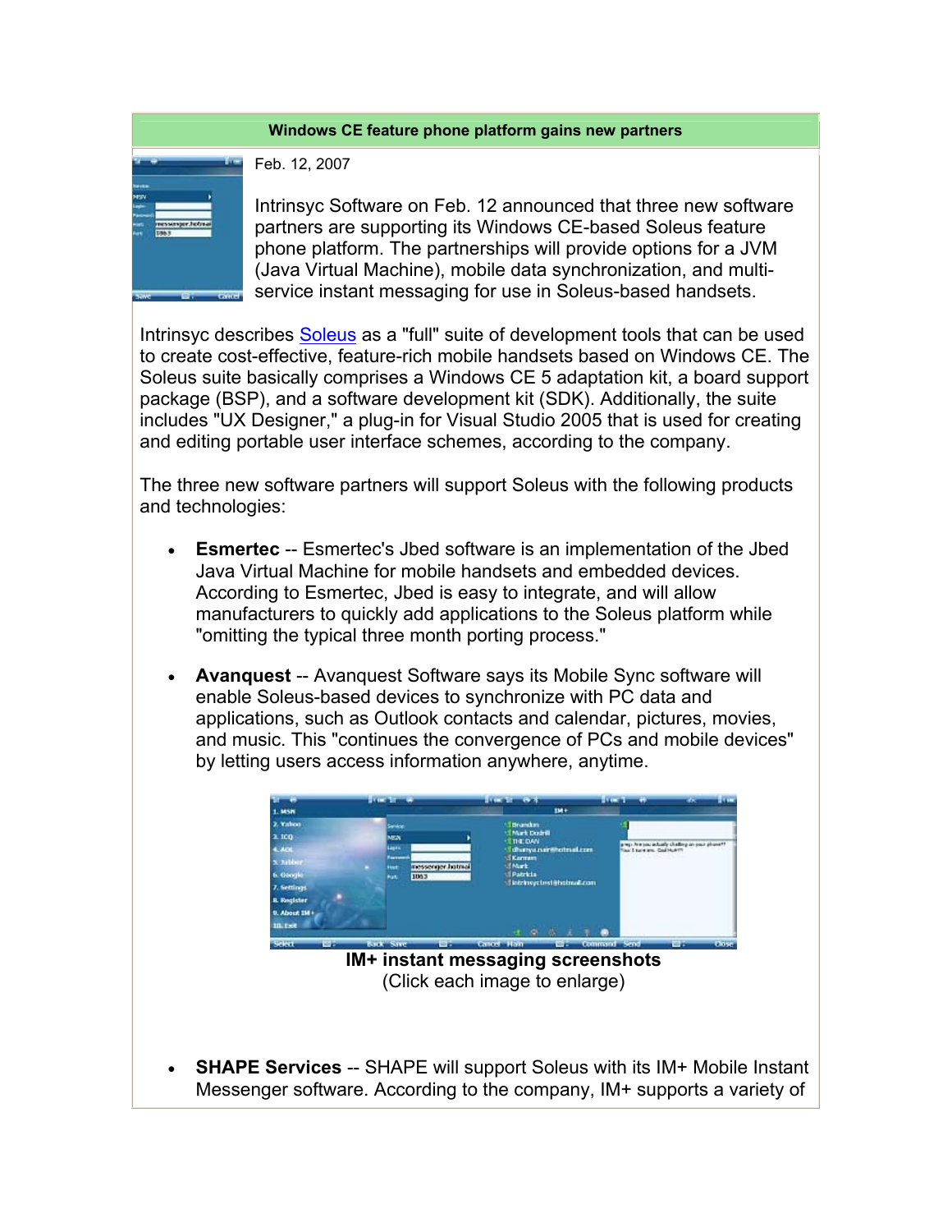## Windows CE feature phone platform gains new partners

Feb. 12, 2007

Intrinsyc Software on Feb. 12 announced that three new software partners are supporting its Windows CE-based Soleus feature phone platform. The partnerships will provide options for a JVM (Java Virtual Machine), mobile data synchronization, and multi-service instant messaging for use in Soleus-based handsets.

Intrinsyc describes Soleus as a "full" suite of development tools that can be used to create cost-effective, feature-rich mobile handsets based on Windows CE. The Soleus suite basically comprises a Windows CE 5 adaptation kit, a board support package (BSP), and a software development kit (SDK). Additionally, the suite includes "UX Designer," a plug-in for Visual Studio 2005 that is used for creating and editing portable user interface schemes, according to the company.

The three new software partners will support Soleus with the following products and technologies:

- **Esmertec** -- Esmertec's Jbed software is an implementation of the Jbed Java Virtual Machine for mobile handsets and embedded devices. According to Esmertec, Jbed is easy to integrate, and will allow manufacturers to quickly add applications to the Soleus platform while "omitting the typical three month porting process."

- **Avanquest** -- Avanquest Software says its Mobile Sync software will enable Soleus-based devices to synchronize with PC data and applications, such as Outlook contacts and calendar, pictures, movies, and music. This "continues the convergence of PCs and mobile devices" by letting users access information anywhere, anytime.

**IM+ instant messaging screenshots**
(Click each image to enlarge)

- **SHAPE Services** -- SHAPE will support Soleus with its IM+ Mobile Instant Messenger software. According to the company, IM+ supports a variety of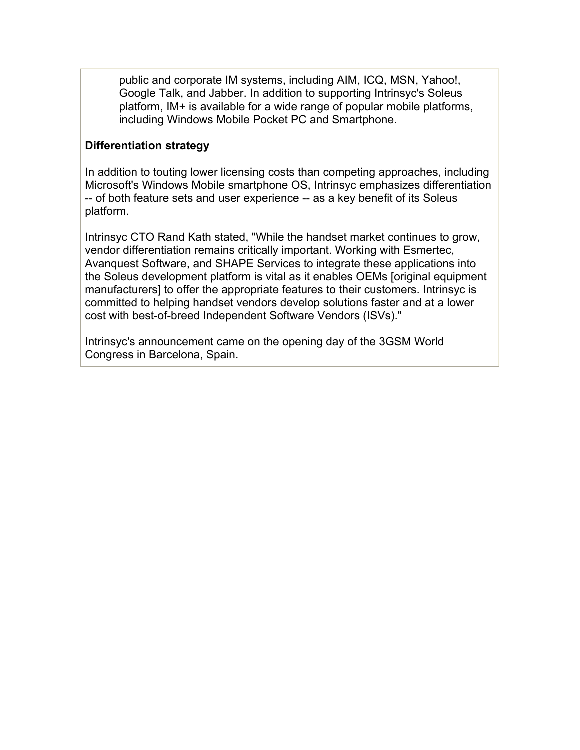public and corporate IM systems, including AIM, ICQ, MSN, Yahoo!, Google Talk, and Jabber. In addition to supporting Intrinsyc's Soleus platform, IM+ is available for a wide range of popular mobile platforms, including Windows Mobile Pocket PC and Smartphone.

**Differentiation strategy**

In addition to touting lower licensing costs than competing approaches, including Microsoft's Windows Mobile smartphone OS, Intrinsyc emphasizes differentiation -- of both feature sets and user experience -- as a key benefit of its Soleus platform.

Intrinsyc CTO Rand Kath stated, "While the handset market continues to grow, vendor differentiation remains critically important. Working with Esmertec, Avanquest Software, and SHAPE Services to integrate these applications into the Soleus development platform is vital as it enables OEMs [original equipment manufacturers] to offer the appropriate features to their customers. Intrinsyc is committed to helping handset vendors develop solutions faster and at a lower cost with best-of-breed Independent Software Vendors (ISVs)."

Intrinsyc's announcement came on the opening day of the 3GSM World Congress in Barcelona, Spain.